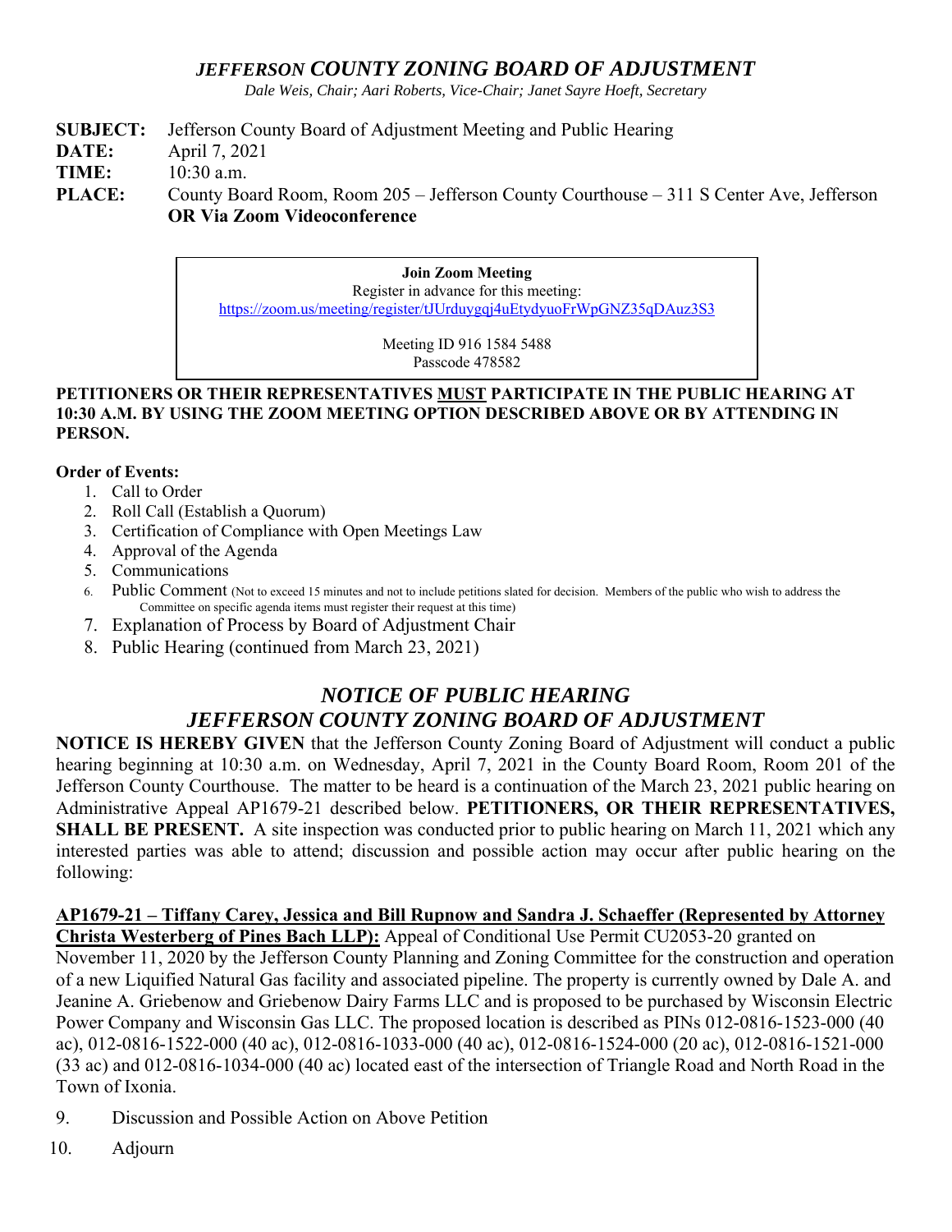# *JEFFERSON COUNTY ZONING BOARD OF ADJUSTMENT*

*Dale Weis, Chair; Aari Roberts, Vice-Chair; Janet Sayre Hoeft, Secretary*

**SUBJECT:** Jefferson County Board of Adjustment Meeting and Public Hearing
**DATE:** April 7, 2021
**TIME:** 10:30 a.m.
**PLACE:** County Board Room, Room 205 – Jefferson County Courthouse – 311 S Center Ave, Jefferson **OR Via Zoom Videoconference**

**Join Zoom Meeting**
Register in advance for this meeting:
https://zoom.us/meeting/register/tJUrduygqj4uEtydyuoFrWpGNZ35qDAuz3S3

Meeting ID 916 1584 5488
Passcode 478582

**PETITIONERS OR THEIR REPRESENTATIVES MUST PARTICIPATE IN THE PUBLIC HEARING AT 10:30 A.M. BY USING THE ZOOM MEETING OPTION DESCRIBED ABOVE OR BY ATTENDING IN PERSON.**

**Order of Events:**

1. Call to Order
2. Roll Call (Establish a Quorum)
3. Certification of Compliance with Open Meetings Law
4. Approval of the Agenda
5. Communications
6. Public Comment (Not to exceed 15 minutes and not to include petitions slated for decision. Members of the public who wish to address the Committee on specific agenda items must register their request at this time)
7. Explanation of Process by Board of Adjustment Chair
8. Public Hearing (continued from March 23, 2021)

## *NOTICE OF PUBLIC HEARING*
## *JEFFERSON COUNTY ZONING BOARD OF ADJUSTMENT*

**NOTICE IS HEREBY GIVEN** that the Jefferson County Zoning Board of Adjustment will conduct a public hearing beginning at 10:30 a.m. on Wednesday, April 7, 2021 in the County Board Room, Room 201 of the Jefferson County Courthouse. The matter to be heard is a continuation of the March 23, 2021 public hearing on Administrative Appeal AP1679-21 described below. **PETITIONERS, OR THEIR REPRESENTATIVES, SHALL BE PRESENT.** A site inspection was conducted prior to public hearing on March 11, 2021 which any interested parties was able to attend; discussion and possible action may occur after public hearing on the following:

**AP1679-21 – Tiffany Carey, Jessica and Bill Rupnow and Sandra J. Schaeffer (Represented by Attorney Christa Westerberg of Pines Bach LLP):** Appeal of Conditional Use Permit CU2053-20 granted on November 11, 2020 by the Jefferson County Planning and Zoning Committee for the construction and operation of a new Liquified Natural Gas facility and associated pipeline. The property is currently owned by Dale A. and Jeanine A. Griebenow and Griebenow Dairy Farms LLC and is proposed to be purchased by Wisconsin Electric Power Company and Wisconsin Gas LLC. The proposed location is described as PINs 012-0816-1523-000 (40 ac), 012-0816-1522-000 (40 ac), 012-0816-1033-000 (40 ac), 012-0816-1524-000 (20 ac), 012-0816-1521-000 (33 ac) and 012-0816-1034-000 (40 ac) located east of the intersection of Triangle Road and North Road in the Town of Ixonia.

9. Discussion and Possible Action on Above Petition
10. Adjourn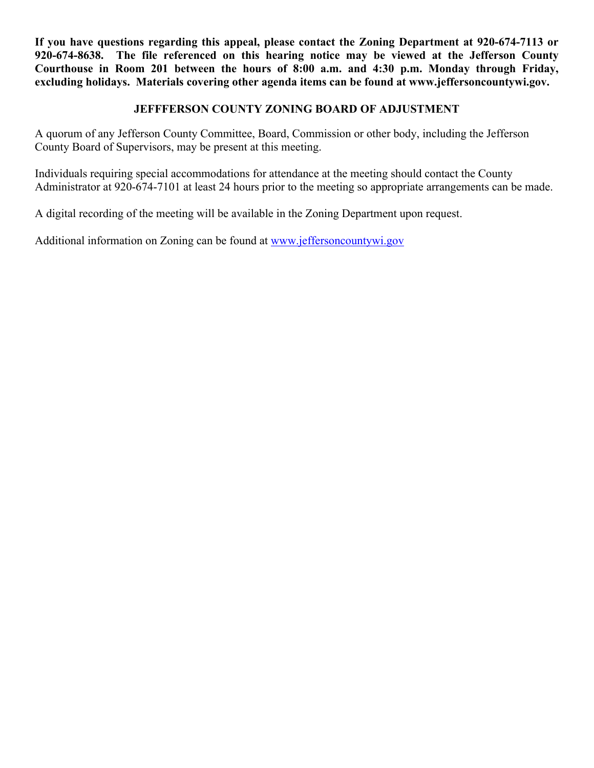**If you have questions regarding this appeal, please contact the Zoning Department at 920-674-7113 or 920-674-8638. The file referenced on this hearing notice may be viewed at the Jefferson County Courthouse in Room 201 between the hours of 8:00 a.m. and 4:30 p.m. Monday through Friday, excluding holidays. Materials covering other agenda items can be found at www.jeffersoncountywi.gov.**

**JEFFFERSON COUNTY ZONING BOARD OF ADJUSTMENT**

A quorum of any Jefferson County Committee, Board, Commission or other body, including the Jefferson County Board of Supervisors, may be present at this meeting.

Individuals requiring special accommodations for attendance at the meeting should contact the County Administrator at 920-674-7101 at least 24 hours prior to the meeting so appropriate arrangements can be made.

A digital recording of the meeting will be available in the Zoning Department upon request.

Additional information on Zoning can be found at www.jeffersoncountywi.gov